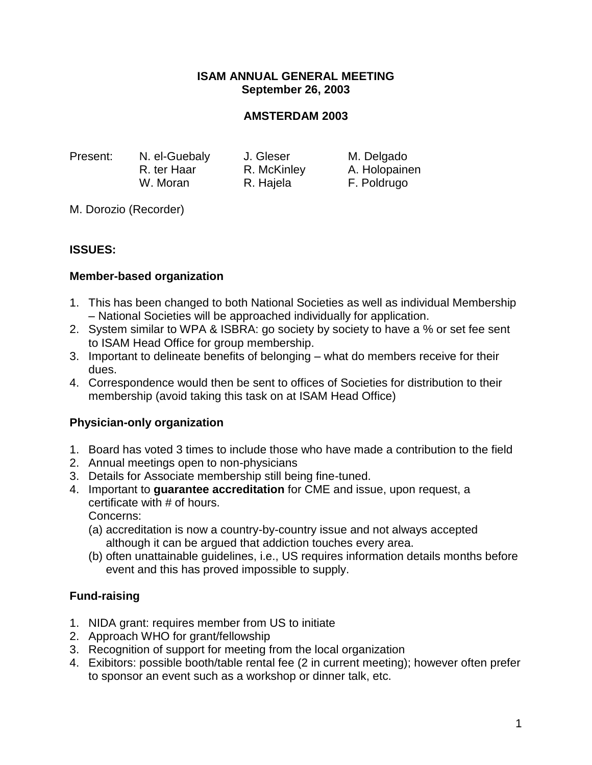**ISAM ANNUAL GENERAL MEETING**
**September 26, 2003**

**AMSTERDAM 2003**

| Present: | N. el-Guebaly | J. Gleser | M. Delgado |
|---|---|---|---|
| | R. ter Haar | R. McKinley | A. Holopainen |
| | W. Moran | R. Hajela | F. Poldrugo |

M. Dorozio (Recorder)

**ISSUES:**

**Member-based organization**

1. This has been changed to both National Societies as well as individual Membership – National Societies will be approached individually for application.
2. System similar to WPA & ISBRA: go society by society to have a % or set fee sent to ISAM Head Office for group membership.
3. Important to delineate benefits of belonging – what do members receive for their dues.
4. Correspondence would then be sent to offices of Societies for distribution to their membership (avoid taking this task on at ISAM Head Office)

**Physician-only organization**

1. Board has voted 3 times to include those who have made a contribution to the field
2. Annual meetings open to non-physicians
3. Details for Associate membership still being fine-tuned.
4. Important to **guarantee accreditation** for CME and issue, upon request, a certificate with # of hours.
   Concerns:
   (a) accreditation is now a country-by-country issue and not always accepted although it can be argued that addiction touches every area.
   (b) often unattainable guidelines, i.e., US requires information details months before event and this has proved impossible to supply.

**Fund-raising**

1. NIDA grant: requires member from US to initiate
2. Approach WHO for grant/fellowship
3. Recognition of support for meeting from the local organization
4. Exibitors: possible booth/table rental fee (2 in current meeting); however often prefer to sponsor an event such as a workshop or dinner talk, etc.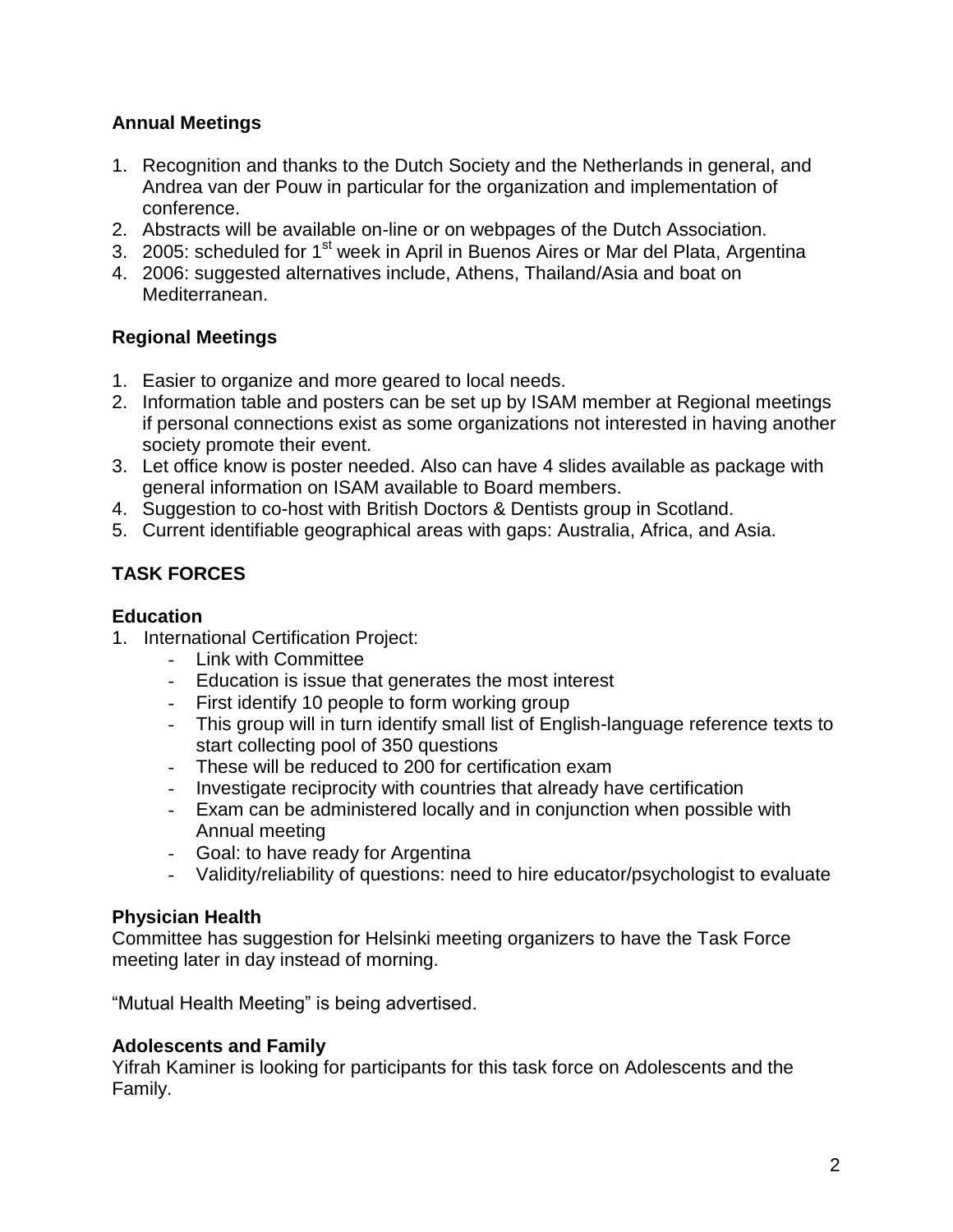### Annual Meetings

1. Recognition and thanks to the Dutch Society and the Netherlands in general, and Andrea van der Pouw in particular for the organization and implementation of conference.
2. Abstracts will be available on-line or on webpages of the Dutch Association.
3. 2005: scheduled for 1st week in April in Buenos Aires or Mar del Plata, Argentina
4. 2006: suggested alternatives include, Athens, Thailand/Asia and boat on Mediterranean.

### Regional Meetings

1. Easier to organize and more geared to local needs.
2. Information table and posters can be set up by ISAM member at Regional meetings if personal connections exist as some organizations not interested in having another society promote their event.
3. Let office know is poster needed. Also can have 4 slides available as package with general information on ISAM available to Board members.
4. Suggestion to co-host with British Doctors & Dentists group in Scotland.
5. Current identifiable geographical areas with gaps: Australia, Africa, and Asia.

## TASK FORCES

### Education

1. International Certification Project:
   - Link with Committee
   - Education is issue that generates the most interest
   - First identify 10 people to form working group
   - This group will in turn identify small list of English-language reference texts to start collecting pool of 350 questions
   - These will be reduced to 200 for certification exam
   - Investigate reciprocity with countries that already have certification
   - Exam can be administered locally and in conjunction when possible with Annual meeting
   - Goal: to have ready for Argentina
   - Validity/reliability of questions: need to hire educator/psychologist to evaluate

### Physician Health

Committee has suggestion for Helsinki meeting organizers to have the Task Force meeting later in day instead of morning.

"Mutual Health Meeting" is being advertised.

### Adolescents and Family

Yifrah Kaminer is looking for participants for this task force on Adolescents and the Family.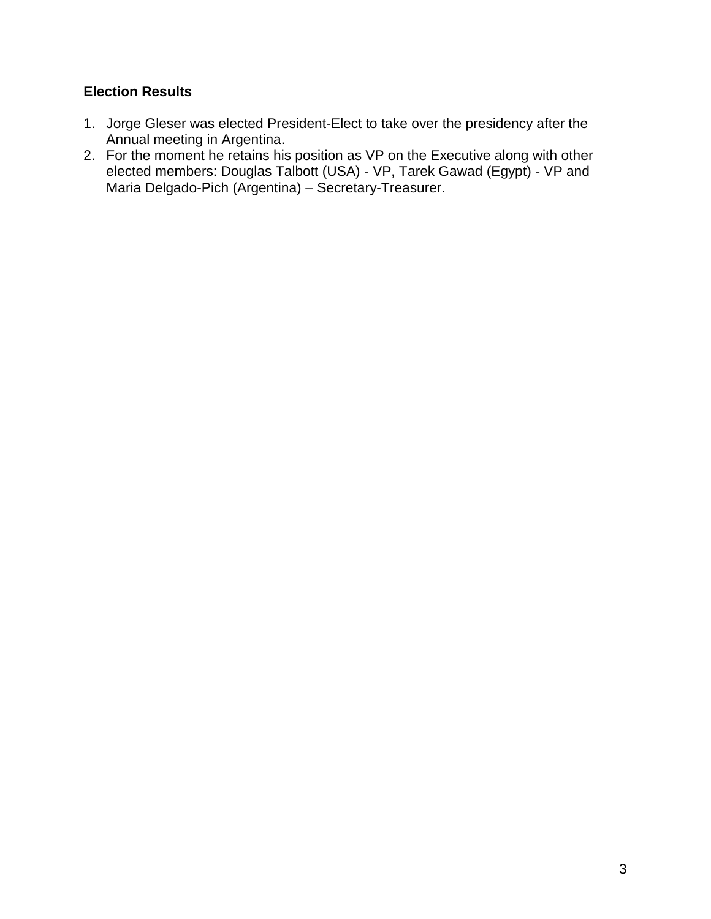**Election Results**

1. Jorge Gleser was elected President-Elect to take over the presidency after the Annual meeting in Argentina.
2. For the moment he retains his position as VP on the Executive along with other elected members: Douglas Talbott (USA) - VP, Tarek Gawad (Egypt) - VP and Maria Delgado-Pich (Argentina) – Secretary-Treasurer.